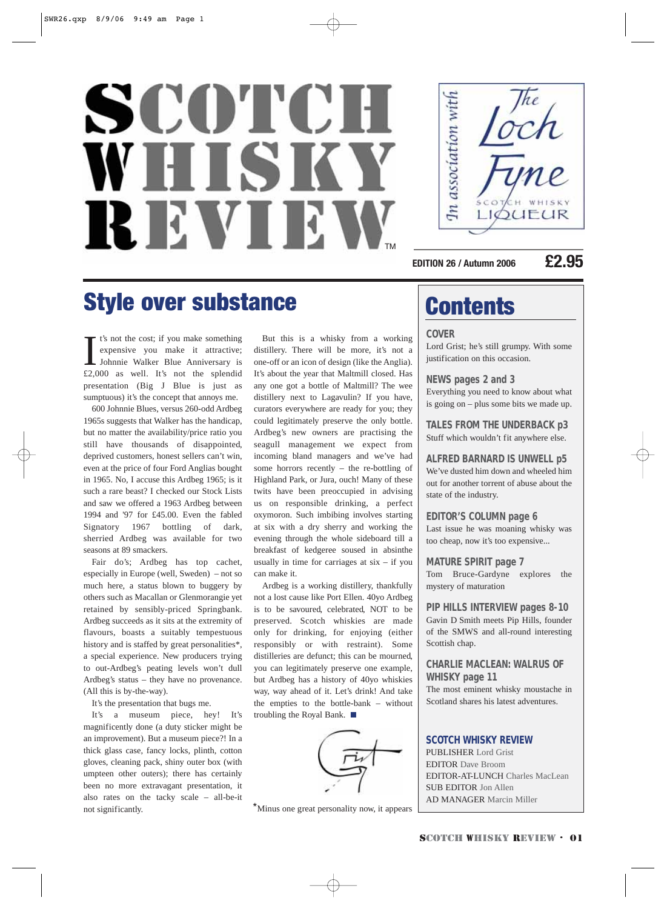# SCOTCH WHISKY REVIEW™

In association with The Loch Fyne Scotch Whisky Liqueur

**EDITION 26 / Autumn 2006** **£2.95**

## Style over substance

It's not the cost; if you make something expensive you make it attractive; Johnnie Walker Blue Anniversary is £2,000 as well. It's not the splendid presentation (Big J Blue is just as sumptuous) it's the concept that annoys me.

600 Johnnie Blues, versus 260-odd Ardbeg 1965s suggests that Walker has the handicap, but no matter the availability/price ratio you still have thousands of disappointed, deprived customers, honest sellers can't win, even at the price of four Ford Anglias bought in 1965. No, I accuse this Ardbeg 1965; is it such a rare beast? I checked our Stock Lists and saw we offered a 1963 Ardbeg between 1994 and '97 for £45.00. Even the fabled Signatory 1967 bottling of dark, sherried Ardbeg was available for two seasons at 89 smackers.

Fair do's; Ardbeg has top cachet, especially in Europe (well, Sweden) – not so much here, a status blown to buggery by others such as Macallan or Glenmorangie yet retained by sensibly-priced Springbank. Ardbeg succeeds as it sits at the extremity of flavours, boasts a suitably tempestuous history and is staffed by great personalities*, a special experience. New producers trying to out-Ardbeg's peating levels won't dull Ardbeg's status – they have no provenance. (All this is by-the-way).

It's the presentation that bugs me.

It's a museum piece, hey! It's magnificently done (a duty sticker might be an improvement). But a museum piece?! In a thick glass case, fancy locks, plinth, cotton gloves, cleaning pack, shiny outer box (with umpteen other outers); there has certainly been no more extravagant presentation, it also rates on the tacky scale – all-be-it not significantly.

But this is a whisky from a working distillery. There will be more, it's not a one-off or an icon of design (like the Anglia). It's about the year that Maltmill closed. Has any one got a bottle of Maltmill? The wee distillery next to Lagavulin? If you have, curators everywhere are ready for you; they could legitimately preserve the only bottle. Ardbeg's new owners are practising the seagull management we expect from incoming bland managers and we've had some horrors recently – the re-bottling of Highland Park, or Jura, ouch! Many of these twits have been preoccupied in advising us on responsible drinking, a perfect oxymoron. Such imbibing involves starting at six with a dry sherry and working the evening through the whole sideboard till a breakfast of kedgeree soused in absinthe usually in time for carriages at six – if you can make it.

Ardbeg is a working distillery, thankfully not a lost cause like Port Ellen. 40yo Ardbeg is to be savoured, celebrated, NOT to be preserved. Scotch whiskies are made only for drinking, for enjoying (either responsibly or with restraint). Some distilleries are defunct; this can be mourned, you can legitimately preserve one example, but Ardbeg has a history of 40yo whiskies way, way ahead of it. Let's drink! And take the empties to the bottle-bank – without troubling the Royal Bank. ■

Grist

*Minus one great personality now, it appears

## Contents

**COVER**
Lord Grist; he's still grumpy. With some justification on this occasion.

**NEWS pages 2 and 3**
Everything you need to know about what is going on – plus some bits we made up.

**TALES FROM THE UNDERBACK p3**
Stuff which wouldn't fit anywhere else.

**ALFRED BARNARD IS UNWELL p5**
We've dusted him down and wheeled him out for another torrent of abuse about the state of the industry.

**EDITOR'S COLUMN page 6**
Last issue he was moaning whisky was too cheap, now it's too expensive...

**MATURE SPIRIT page 7**
Tom Bruce-Gardyne explores the mystery of maturation

**PIP HILLS INTERVIEW pages 8-10**
Gavin D Smith meets Pip Hills, founder of the SMWS and all-round interesting Scottish chap.

**CHARLIE MACLEAN: WALRUS OF WHISKY page 11**
The most eminent whisky moustache in Scotland shares his latest adventures.

**SCOTCH WHISKY REVIEW**
PUBLISHER Lord Grist
EDITOR Dave Broom
EDITOR-AT-LUNCH Charles MacLean
SUB EDITOR Jon Allen
AD MANAGER Marcin Miller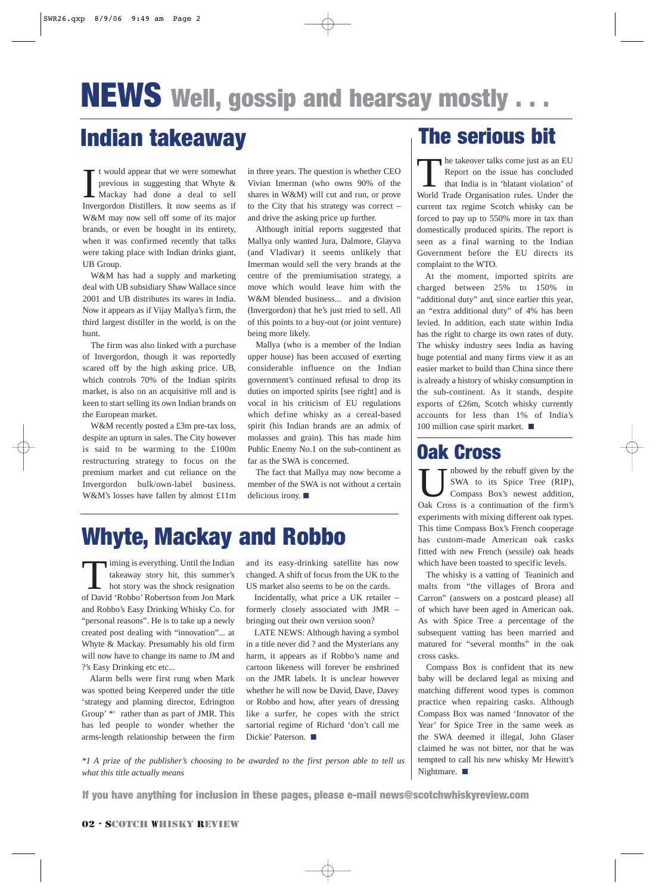# NEWS Well, gossip and hearsay mostly . . .

## Indian takeaway

It would appear that we were somewhat previous in suggesting that Whyte & Mackay had done a deal to sell Invergordon Distillers. It now seems as if W&M may now sell off some of its major brands, or even be bought in its entirety, when it was confirmed recently that talks were taking place with Indian drinks giant, UB Group.

W&M has had a supply and marketing deal with UB subsidiary Shaw Wallace since 2001 and UB distributes its wares in India. Now it appears as if Vijay Mallya's firm, the third largest distiller in the world, is on the hunt.

The firm was also linked with a purchase of Invergordon, though it was reportedly scared off by the high asking price. UB, which controls 70% of the Indian spirits market, is also on an acquisitive roll and is keen to start selling its own Indian brands on the European market.

W&M recently posted a £3m pre-tax loss, despite an upturn in sales. The City however is said to be warming to the £100m restructuring strategy to focus on the premium market and cut reliance on the Invergordon bulk/own-label business. W&M's losses have fallen by almost £11m in three years. The question is whether CEO Vivian Imerman (who owns 90% of the shares in W&M) will cut and run, or prove to the City that his strategy was correct – and drive the asking price up further.

Although initial reports suggested that Mallya only wanted Jura, Dalmore, Glayva (and Vladivar) it seems unlikely that Imerman would sell the very brands at the centre of the premiumisation strategy, a move which would leave him with the W&M blended business... and a division (Invergordon) that he's just tried to sell. All of this points to a buy-out (or joint venture) being more likely.

Mallya (who is a member of the Indian upper house) has been accused of exerting considerable influence on the Indian government's continued refusal to drop its duties on imported spirits [see right] and is vocal in his criticism of EU regulations which define whisky as a cereal-based spirit (his Indian brands are an admix of molasses and grain). This has made him Public Enemy No.1 on the sub-continent as far as the SWA is concerned.

The fact that Mallya may now become a member of the SWA is not without a certain delicious irony. ■

## The serious bit

The takeover talks come just as an EU Report on the issue has concluded that India is in 'blatant violation' of World Trade Organisation rules. Under the current tax regime Scotch whisky can be forced to pay up to 550% more in tax than domestically produced spirits. The report is seen as a final warning to the Indian Government before the EU directs its complaint to the WTO.

At the moment, imported spirits are charged between 25% to 150% in "additional duty" and, since earlier this year, an "extra additional duty" of 4% has been levied. In addition, each state within India has the right to charge its own rates of duty. The whisky industry sees India as having huge potential and many firms view it as an easier market to build than China since there is already a history of whisky consumption in the sub-continent. As it stands, despite exports of £26m, Scotch whisky currently accounts for less than 1% of India's 100 million case spirit market. ■

## Whyte, Mackay and Robbo

Timing is everything. Until the Indian takeaway story hit, this summer's hot story was the shock resignation of David 'Robbo' Robertson from Jon Mark and Robbo's Easy Drinking Whisky Co. for "personal reasons". He is to take up a newly created post dealing with "innovation"... at Whyte & Mackay. Presumably his old firm will now have to change its name to JM and ?'s Easy Drinking etc etc...

Alarm bells were first rung when Mark was spotted being Keepered under the title 'strategy and planning director, Edrington Group' *[1] rather than as part of JMR. This has led people to wonder whether the arms-length relationship between the firm and its easy-drinking satellite has now changed. A shift of focus from the UK to the US market also seems to be on the cards.

Incidentally, what price a UK retailer – formerly closely associated with JMR – bringing out their own version soon?

LATE NEWS: Although having a symbol in a title never did ? and the Mysterians any harm, it appears as if Robbo's name and cartoon likeness will forever be enshrined on the JMR labels. It is unclear however whether he will now be David, Dave, Davey or Robbo and how, after years of dressing like a surfer, he copes with the strict sartorial regime of Richard 'don't call me Dickie' Paterson. ■

*\*1 A prize of the publisher's choosing to be awarded to the first person able to tell us what this title actually means*

## Oak Cross

Unbowed by the rebuff given by the SWA to its Spice Tree (RIP), Compass Box's newest addition, Oak Cross is a continuation of the firm's experiments with mixing different oak types. This time Compass Box's French cooperage has custom-made American oak casks fitted with new French (sessile) oak heads which have been toasted to specific levels.

The whisky is a vatting of Teaninich and malts from "the villages of Brora and Carron" (answers on a postcard please) all of which have been aged in American oak. As with Spice Tree a percentage of the subsequent vatting has been married and matured for "several months" in the oak cross casks.

Compass Box is confident that its new baby will be declared legal as mixing and matching different wood types is common practice when repairing casks. Although Compass Box was named 'Innovator of the Year' for Spice Tree in the same week as the SWA deemed it illegal, John Glaser claimed he was not bitter, nor that he was tempted to call his new whisky Mr Hewitt's Nightmare. ■

**If you have anything for inclusion in these pages, please e-mail news@scotchwhiskyreview.com**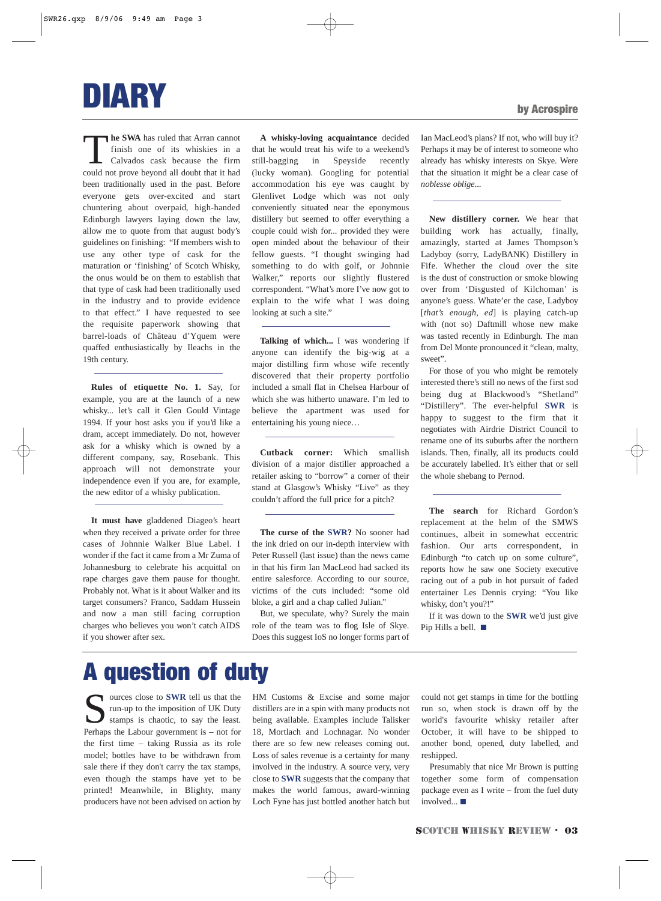# DIARY

by Acrospire

**The SWA** has ruled that Arran cannot finish one of its whiskies in a Calvados cask because the firm could not prove beyond all doubt that it had been traditionally used in the past. Before everyone gets over-excited and start chuntering about overpaid, high-handed Edinburgh lawyers laying down the law, allow me to quote from that august body's guidelines on finishing: "If members wish to use any other type of cask for the maturation or 'finishing' of Scotch Whisky, the onus would be on them to establish that that type of cask had been traditionally used in the industry and to provide evidence to that effect." I have requested to see the requisite paperwork showing that barrel-loads of Château d'Yquem were quaffed enthusiastically by Ileachs in the 19th century.

---

**Rules of etiquette No. 1.** Say, for example, you are at the launch of a new whisky... let's call it Glen Gould Vintage 1994. If your host asks you if you'd like a dram, accept immediately. Do not, however ask for a whisky which is owned by a different company, say, Rosebank. This approach will not demonstrate your independence even if you are, for example, the new editor of a whisky publication.

---

**It must have** gladdened Diageo's heart when they received a private order for three cases of Johnnie Walker Blue Label. I wonder if the fact it came from a Mr Zuma of Johannesburg to celebrate his acquittal on rape charges gave them pause for thought. Probably not. What is it about Walker and its target consumers? Franco, Saddam Hussein and now a man still facing corruption charges who believes you won't catch AIDS if you shower after sex.

**A whisky-loving acquaintance** decided that he would treat his wife to a weekend's still-bagging in Speyside recently (lucky woman). Googling for potential accommodation his eye was caught by Glenlivet Lodge which was not only conveniently situated near the eponymous distillery but seemed to offer everything a couple could wish for... provided they were open minded about the behaviour of their fellow guests. "I thought swinging had something to do with golf, or Johnnie Walker," reports our slightly flustered correspondent. "What's more I've now got to explain to the wife what I was doing looking at such a site."

---

**Talking of which...** I was wondering if anyone can identify the big-wig at a major distilling firm whose wife recently discovered that their property portfolio included a small flat in Chelsea Harbour of which she was hitherto unaware. I'm led to believe the apartment was used for entertaining his young niece…

---

**Cutback corner:** Which smallish division of a major distiller approached a retailer asking to "borrow" a corner of their stand at Glasgow's Whisky "Live" as they couldn't afford the full price for a pitch?

---

**The curse of the SWR?** No sooner had the ink dried on our in-depth interview with Peter Russell (last issue) than the news came in that his firm Ian MacLeod had sacked its entire salesforce. According to our source, victims of the cuts included: "some old bloke, a girl and a chap called Julian."

But, we speculate, why? Surely the main role of the team was to flog Isle of Skye. Does this suggest IoS no longer forms part of Ian MacLeod's plans? If not, who will buy it? Perhaps it may be of interest to someone who already has whisky interests on Skye. Were that the situation it might be a clear case of *noblesse oblige*...

---

**New distillery corner.** We hear that building work has actually, finally, amazingly, started at James Thompson's Ladyboy (sorry, LadyBANK) Distillery in Fife. Whether the cloud over the site is the dust of construction or smoke blowing over from 'Disgusted of Kilchoman' is anyone's guess. Whate'er the case, Ladyboy [*that's enough, ed*] is playing catch-up with (not so) Daftmill whose new make was tasted recently in Edinburgh. The man from Del Monte pronounced it "clean, malty, sweet".

For those of you who might be remotely interested there's still no news of the first sod being dug at Blackwood's "Shetland" "Distillery". The ever-helpful **SWR** is happy to suggest to the firm that it negotiates with Airdrie District Council to rename one of its suburbs after the northern islands. Then, finally, all its products could be accurately labelled. It's either that or sell the whole shebang to Pernod.

---

**The search** for Richard Gordon's replacement at the helm of the SMWS continues, albeit in somewhat eccentric fashion. Our arts correspondent, in Edinburgh "to catch up on some culture", reports how he saw one Society executive racing out of a pub in hot pursuit of faded entertainer Les Dennis crying: "You like whisky, don't you?!"

If it was down to the **SWR** we'd just give Pip Hills a bell. ■

# A question of duty

Sources close to **SWR** tell us that the run-up to the imposition of UK Duty stamps is chaotic, to say the least. Perhaps the Labour government is – not for the first time – taking Russia as its role model; bottles have to be withdrawn from sale there if they don't carry the tax stamps, even though the stamps have yet to be printed! Meanwhile, in Blighty, many producers have not been advised on action by HM Customs & Excise and some major distillers are in a spin with many products not being available. Examples include Talisker 18, Mortlach and Lochnagar. No wonder there are so few new releases coming out. Loss of sales revenue is a certainty for many involved in the industry. A source very, very close to **SWR** suggests that the company that makes the world famous, award-winning Loch Fyne has just bottled another batch but could not get stamps in time for the bottling run so, when stock is drawn off by the world's favourite whisky retailer after October, it will have to be shipped to another bond, opened, duty labelled, and reshipped.

Presumably that nice Mr Brown is putting together some form of compensation package even as I write – from the fuel duty involved... ■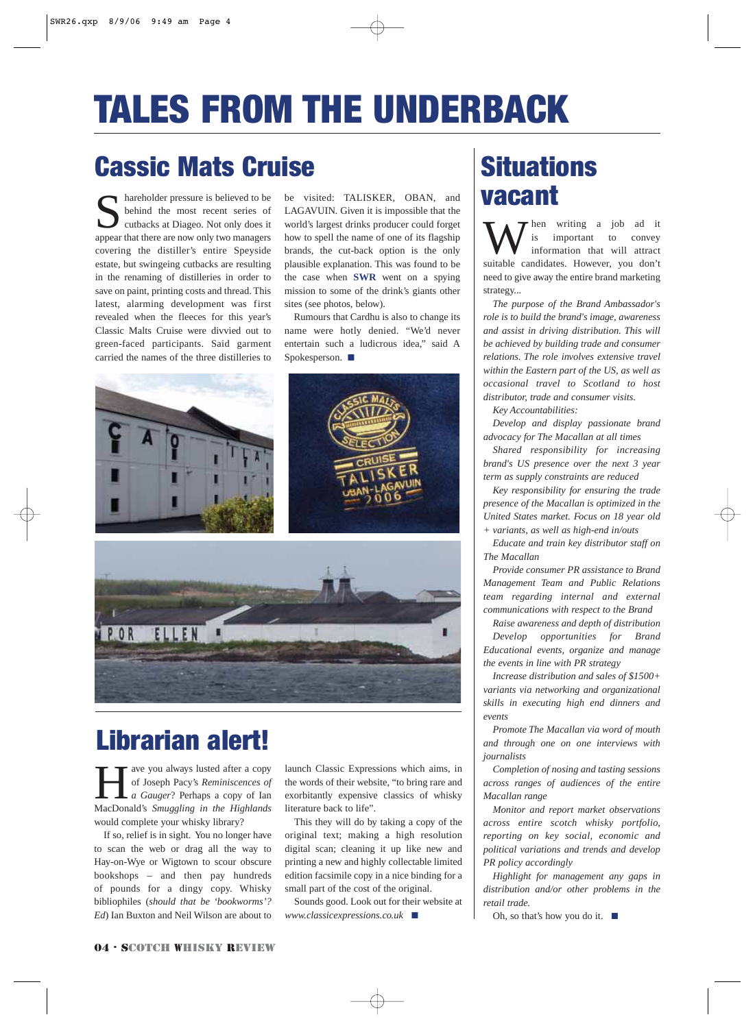# TALES FROM THE UNDERBACK

## Cassic Mats Cruise

Shareholder pressure is believed to be behind the most recent series of cutbacks at Diageo. Not only does it appear that there are now only two managers covering the distiller's entire Speyside estate, but swingeing cutbacks are resulting in the renaming of distilleries in order to save on paint, printing costs and thread. This latest, alarming development was first revealed when the fleeces for this year's Classic Malts Cruise were divvied out to green-faced participants. Said garment carried the names of the three distilleries to be visited: TALISKER, OBAN, and LAGAVUIN. Given it is impossible that the world's largest drinks producer could forget how to spell the name of one of its flagship brands, the cut-back option is the only plausible explanation. This was found to be the case when **SWR** went on a spying mission to some of the drink's giants other sites (see photos, below).

Rumours that Cardhu is also to change its name were hotly denied. "We'd never entertain such a ludicrous idea," said A Spokesperson. ■

## Librarian alert!

Have you always lusted after a copy of Joseph Pacy's *Reminiscences of a Gauger*? Perhaps a copy of Ian MacDonald's *Smuggling in the Highlands* would complete your whisky library?

If so, relief is in sight. You no longer have to scan the web or drag all the way to Hay-on-Wye or Wigtown to scour obscure bookshops – and then pay hundreds of pounds for a dingy copy. Whisky bibliophiles (*should that be 'bookworms'? Ed*) Ian Buxton and Neil Wilson are about to launch Classic Expressions which aims, in the words of their website, "to bring rare and exorbitantly expensive classics of whisky literature back to life".

This they will do by taking a copy of the original text; making a high resolution digital scan; cleaning it up like new and printing a new and highly collectable limited edition facsimile copy in a nice binding for a small part of the cost of the original.

Sounds good. Look out for their website at *www.classicexpressions.co.uk* ■

## Situations vacant

When writing a job ad it is important to convey information that will attract suitable candidates. However, you don't need to give away the entire brand marketing strategy...

*The purpose of the Brand Ambassador's role is to build the brand's image, awareness and assist in driving distribution. This will be achieved by building trade and consumer relations. The role involves extensive travel within the Eastern part of the US, as well as occasional travel to Scotland to host distributor, trade and consumer visits.*

*Key Accountabilities:*

*Develop and display passionate brand advocacy for The Macallan at all times*

*Shared responsibility for increasing brand's US presence over the next 3 year term as supply constraints are reduced*

*Key responsibility for ensuring the trade presence of the Macallan is optimized in the United States market. Focus on 18 year old + variants, as well as high-end in/outs*

*Educate and train key distributor staff on The Macallan*

*Provide consumer PR assistance to Brand Management Team and Public Relations team regarding internal and external communications with respect to the Brand*

*Raise awareness and depth of distribution*

*Develop opportunities for Brand Educational events, organize and manage the events in line with PR strategy*

*Increase distribution and sales of $1500+ variants via networking and organizational skills in executing high end dinners and events*

*Promote The Macallan via word of mouth and through one on one interviews with journalists*

*Completion of nosing and tasting sessions across ranges of audiences of the entire Macallan range*

*Monitor and report market observations across entire scotch whisky portfolio, reporting on key social, economic and political variations and trends and develop PR policy accordingly*

*Highlight for management any gaps in distribution and/or other problems in the retail trade.*

Oh, so that's how you do it. ■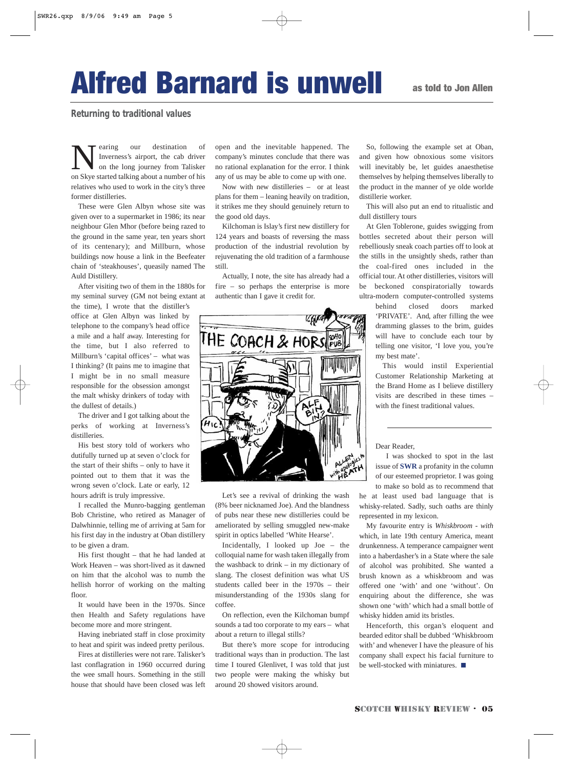# Alfred Barnard is unwell

as told to Jon Allen

## Returning to traditional values

Nearing our destination of Inverness's airport, the cab driver on the long journey from Talisker on Skye started talking about a number of his relatives who used to work in the city's three former distilleries.

These were Glen Albyn whose site was given over to a supermarket in 1986; its near neighbour Glen Mhor (before being razed to the ground in the same year, ten years short of its centenary); and Millburn, whose buildings now house a link in the Beefeater chain of 'steakhouses', queasily named The Auld Distillery.

After visiting two of them in the 1880s for my seminal survey (GM not being extant at the time), I wrote that the distiller's office at Glen Albyn was linked by telephone to the company's head office a mile and a half away. Interesting for the time, but I also referred to Millburn's 'capital offices' – what was I thinking? (It pains me to imagine that I might be in no small measure responsible for the obsession amongst the malt whisky drinkers of today with the dullest of details.)

The driver and I got talking about the perks of working at Inverness's distilleries.

His best story told of workers who dutifully turned up at seven o'clock for the start of their shifts – only to have it pointed out to them that it was the wrong seven o'clock. Late or early, 12 hours adrift is truly impressive.

I recalled the Munro-bagging gentleman Bob Christine, who retired as Manager of Dalwhinnie, telling me of arriving at 5am for his first day in the industry at Oban distillery to be given a dram.

His first thought – that he had landed at Work Heaven – was short-lived as it dawned on him that the alcohol was to numb the hellish horror of working on the malting floor.

It would have been in the 1970s. Since then Health and Safety regulations have become more and more stringent.

Having inebriated staff in close proximity to heat and spirit was indeed pretty perilous.

Fires at distilleries were not rare. Talisker's last conflagration in 1960 occurred during the wee small hours. Something in the still house that should have been closed was left open and the inevitable happened. The company's minutes conclude that there was no rational explanation for the error. I think any of us may be able to come up with one.

Now with new distilleries – or at least plans for them – leaning heavily on tradition, it strikes me they should genuinely return to the good old days.

Kilchoman is Islay's first new distillery for 124 years and boasts of reversing the mass production of the industrial revolution by rejuvenating the old tradition of a farmhouse still.

Actually, I note, the site has already had a fire – so perhaps the enterprise is more authentic than I gave it credit for.

Let's see a revival of drinking the wash (8% beer nicknamed Joe). And the blandness of pubs near these new distilleries could be ameliorated by selling smuggled new-make spirit in optics labelled 'White Hearse'.

Incidentally, I looked up Joe – the colloquial name for wash taken illegally from the washback to drink – in my dictionary of slang. The closest definition was what US students called beer in the 1970s – their misunderstanding of the 1930s slang for coffee.

On reflection, even the Kilchoman bumpf sounds a tad too corporate to my ears – what about a return to illegal stills?

But there's more scope for introducing traditional ways than in production. The last time I toured Glenlivet, I was told that just two people were making the whisky but around 20 showed visitors around.

So, following the example set at Oban, and given how obnoxious some visitors will inevitably be, let guides anaesthetise themselves by helping themselves liberally to the product in the manner of ye olde worlde distillerie worker.

This will also put an end to ritualistic and dull distillery tours

At Glen Toblerone, guides swigging from bottles secreted about their person will rebelliously sneak coach parties off to look at the stills in the unsightly sheds, rather than the coal-fired ones included in the official tour. At other distilleries, visitors will be beckoned conspiratorially towards ultra-modern computer-controlled systems behind closed doors marked 'PRIVATE'. And, after filling the wee dramming glasses to the brim, guides will have to conclude each tour by telling one visitor, 'I love you, you're my best mate'.

This would instil Experiential Customer Relationship Marketing at the Brand Home as I believe distillery visits are described in these times – with the finest traditional values.

---

Dear Reader,

I was shocked to spot in the last issue of **SWR** a profanity in the column of our esteemed proprietor. I was going to make so bold as to recommend that he at least used bad language that is whisky-related. Sadly, such oaths are thinly represented in my lexicon.

My favourite entry is *Whiskbroom - with* which, in late 19th century America, meant drunkenness. A temperance campaigner went into a haberdasher's in a State where the sale of alcohol was prohibited. She wanted a brush known as a whiskbroom and was offered one 'with' and one 'without'. On enquiring about the difference, she was shown one 'with' which had a small bottle of whisky hidden amid its bristles.

Henceforth, this organ's eloquent and bearded editor shall be dubbed 'Whiskbroom with' and whenever I have the pleasure of his company shall expect his facial furniture to be well-stocked with miniatures. ■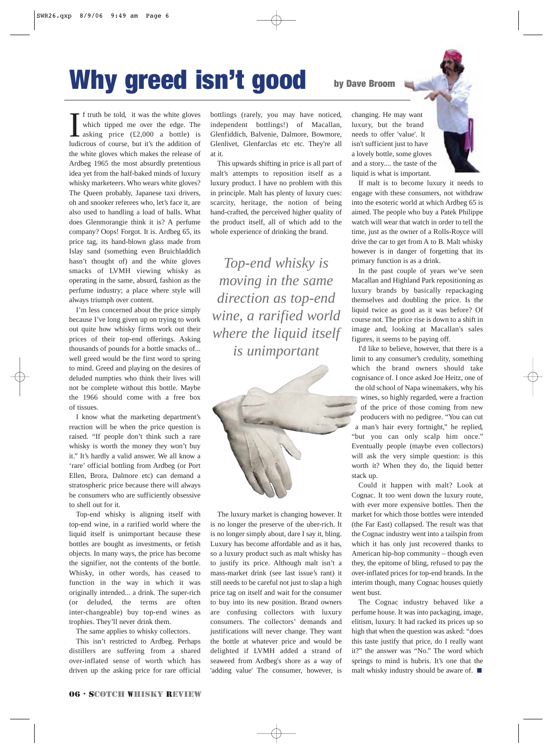# Why greed isn't good

**by Dave Broom**

If truth be told, it was the white gloves which tipped me over the edge. The asking price (£2,000 a bottle) is ludicrous of course, but it's the addition of the white gloves which makes the release of Ardbeg 1965 the most absurdly pretentious idea yet from the half-baked minds of luxury whisky marketeers. Who wears white gloves? The Queen probably, Japanese taxi drivers, oh and snooker referees who, let's face it, are also used to handling a load of balls. What does Glenmorangie think it is? A perfume company? Oops! Forgot. It is. Ardbeg 65, its price tag, its hand-blown glass made from Islay sand (something even Bruichladdich hasn't thought of) and the white gloves smacks of LVMH viewing whisky as operating in the same, absurd, fashion as the perfume industry; a place where style will always triumph over content.

I'm less concerned about the price simply because I've long given up on trying to work out quite how whisky firms work out their prices of their top-end offerings. Asking thousands of pounds for a bottle smacks of... well greed would be the first word to spring to mind. Greed and playing on the desires of deluded numpties who think their lives will not be complete without this bottle. Maybe the 1966 should come with a free box of tissues.

I know what the marketing department's reaction will be when the price question is raised. "If people don't think such a rare whisky is worth the money they won't buy it." It's hardly a valid answer. We all know a 'rare' official bottling from Ardbeg (or Port Ellen, Brora, Dalmore etc) can demand a stratospheric price because there will always be consumers who are sufficiently obsessive to shell out for it.

Top-end whisky is aligning itself with top-end wine, in a rarified world where the liquid itself is unimportant because these bottles are bought as investments, or fetish objects. In many ways, the price has become the signifier, not the contents of the bottle. Whisky, in other words, has ceased to function in the way in which it was originally intended... a drink. The super-rich (or deluded, the terms are often inter-changeable) buy top-end wines as trophies. They'll never drink them.

The same applies to whisky collectors.

This isn't restricted to Ardbeg. Perhaps distillers are suffering from a shared over-inflated sense of worth which has driven up the asking price for rare official bottlings (rarely, you may have noticed, independent bottlings!) of Macallan, Glenfiddich, Balvenie, Dalmore, Bowmore, Glenlivet, Glenfarclas etc etc. They're all at it.

This upwards shifting in price is all part of malt's attempts to reposition itself as a luxury product. I have no problem with this in principle. Malt has plenty of luxury cues: scarcity, heritage, the notion of being hand-crafted, the perceived higher quality of the product itself, all of which add to the whole experience of drinking the brand.

*Top-end whisky is moving in the same direction as top-end wine, a rarified world where the liquid itself is unimportant*

The luxury market is changing however. It is no longer the preserve of the uber-rich. It is no longer simply about, dare I say it, bling. Luxury has become affordable and as it has, so a luxury product such as malt whisky has to justify its price. Although malt isn't a mass-market drink (see last issue's rant) it still needs to be careful not just to slap a high price tag on itself and wait for the consumer to buy into its new position. Brand owners are confusing collectors with luxury consumers. The collectors' demands and justifications will never change. They want the bottle at whatever price and would be delighted if LVMH added a strand of seaweed from Ardbeg's shore as a way of 'adding value' The consumer, however, is changing. He may want luxury, but the brand needs to offer 'value'. It isn't sufficient just to have a lovely bottle, some gloves and a story.... the taste of the liquid is what is important.

If malt is to become luxury it needs to engage with these consumers, not withdraw into the esoteric world at which Ardbeg 65 is aimed. The people who buy a Patek Philippe watch will wear that watch in order to tell the time, just as the owner of a Rolls-Royce will drive the car to get from A to B. Malt whisky however is in danger of forgetting that its primary function is as a drink.

In the past couple of years we've seen Macallan and Highland Park repositioning as luxury brands by basically repackaging themselves and doubling the price. Is the liquid twice as good as it was before? Of course not. The price rise is down to a shift in image and, looking at Macallan's sales figures, it seems to be paying off.

I'd like to believe, however, that there is a limit to any consumer's credulity, something which the brand owners should take cognisance of. I once asked Joe Heitz, one of the old school of Napa winemakers, why his wines, so highly regarded, were a fraction of the price of those coming from new producers with no pedigree. "You can cut a man's hair every fortnight," he replied, "but you can only scalp him once." Eventually people (maybe even collectors) will ask the very simple question: is this worth it? When they do, the liquid better stack up.

Could it happen with malt? Look at Cognac. It too went down the luxury route, with ever more expensive bottles. Then the market for which those bottles were intended (the Far East) collapsed. The result was that the Cognac industry went into a tailspin from which it has only just recovered thanks to American hip-hop community – though even they, the epitome of bling, refused to pay the over-inflated prices for top-end brands. In the interim though, many Cognac houses quietly went bust.

The Cognac industry behaved like a perfume house. It was into packaging, image, elitism, luxury. It had racked its prices up so high that when the question was asked: "does this taste justify that price, do I really want it?" the answer was "No." The word which springs to mind is hubris. It's one that the malt whisky industry should be aware of. ■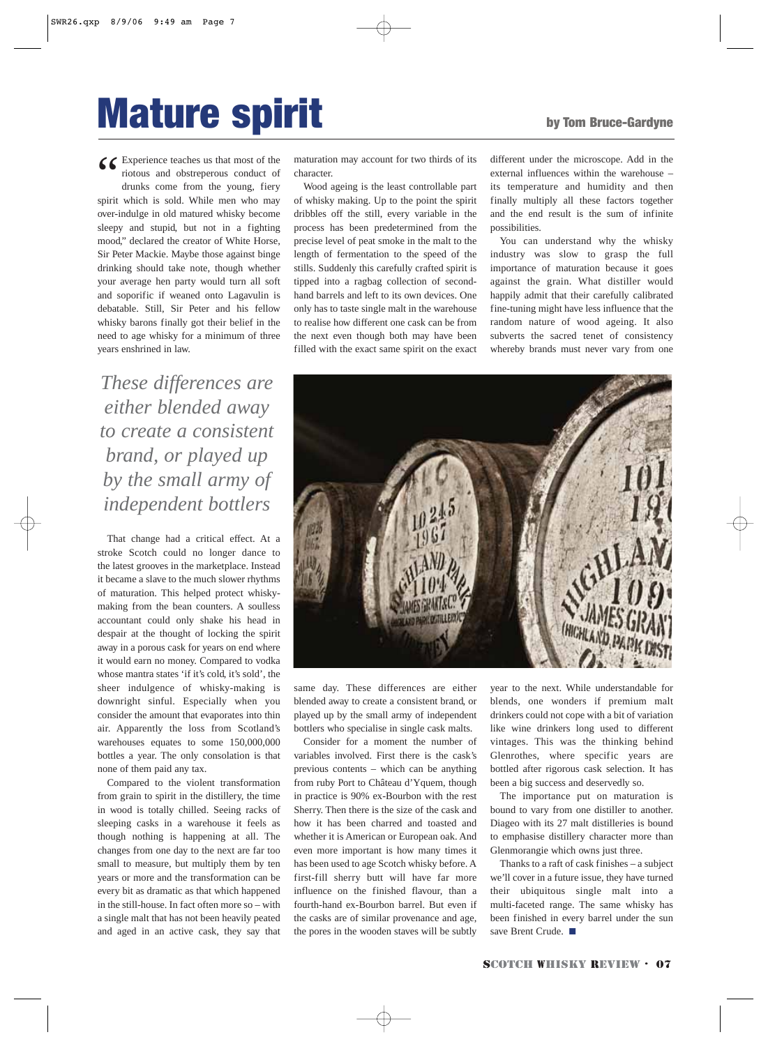# Mature spirit

**by Tom Bruce-Gardyne**

"Experience teaches us that most of the riotous and obstreperous conduct of drunks come from the young, fiery spirit which is sold. While men who may over-indulge in old matured whisky become sleepy and stupid, but not in a fighting mood," declared the creator of White Horse, Sir Peter Mackie. Maybe those against binge drinking should take note, though whether your average hen party would turn all soft and soporific if weaned onto Lagavulin is debatable. Still, Sir Peter and his fellow whisky barons finally got their belief in the need to age whisky for a minimum of three years enshrined in law.

*These differences are either blended away to create a consistent brand, or played up by the small army of independent bottlers*

That change had a critical effect. At a stroke Scotch could no longer dance to the latest grooves in the marketplace. Instead it became a slave to the much slower rhythms of maturation. This helped protect whisky-making from the bean counters. A soulless accountant could only shake his head in despair at the thought of locking the spirit away in a porous cask for years on end where it would earn no money. Compared to vodka whose mantra states 'if it's cold, it's sold', the sheer indulgence of whisky-making is downright sinful. Especially when you consider the amount that evaporates into thin air. Apparently the loss from Scotland's warehouses equates to some 150,000,000 bottles a year. The only consolation is that none of them paid any tax.

Compared to the violent transformation from grain to spirit in the distillery, the time in wood is totally chilled. Seeing racks of sleeping casks in a warehouse it feels as though nothing is happening at all. The changes from one day to the next are far too small to measure, but multiply them by ten years or more and the transformation can be every bit as dramatic as that which happened in the still-house. In fact often more so – with a single malt that has not been heavily peated and aged in an active cask, they say that maturation may account for two thirds of its character.

Wood ageing is the least controllable part of whisky making. Up to the point the spirit dribbles off the still, every variable in the process has been predetermined from the precise level of peat smoke in the malt to the length of fermentation to the speed of the stills. Suddenly this carefully crafted spirit is tipped into a ragbag collection of second-hand barrels and left to its own devices. One only has to taste single malt in the warehouse to realise how different one cask can be from the next even though both may have been filled with the exact same spirit on the exact same day. These differences are either blended away to create a consistent brand, or played up by the small army of independent bottlers who specialise in single cask malts.

Consider for a moment the number of variables involved. First there is the cask's previous contents – which can be anything from ruby Port to Château d'Yquem, though in practice is 90% ex-Bourbon with the rest Sherry. Then there is the size of the cask and how it has been charred and toasted and whether it is American or European oak. And even more important is how many times it has been used to age Scotch whisky before. A first-fill sherry butt will have far more influence on the finished flavour, than a fourth-hand ex-Bourbon barrel. But even if the casks are of similar provenance and age, the pores in the wooden staves will be subtly different under the microscope. Add in the external influences within the warehouse – its temperature and humidity and then finally multiply all these factors together and the end result is the sum of infinite possibilities.

You can understand why the whisky industry was slow to grasp the full importance of maturation because it goes against the grain. What distiller would happily admit that their carefully calibrated fine-tuning might have less influence that the random nature of wood ageing. It also subverts the sacred tenet of consistency whereby brands must never vary from one year to the next. While understandable for blends, one wonders if premium malt drinkers could not cope with a bit of variation like wine drinkers long used to different vintages. This was the thinking behind Glenrothes, where specific years are bottled after rigorous cask selection. It has been a big success and deservedly so.

The importance put on maturation is bound to vary from one distiller to another. Diageo with its 27 malt distilleries is bound to emphasise distillery character more than Glenmorangie which owns just three.

Thanks to a raft of cask finishes – a subject we'll cover in a future issue, they have turned their ubiquitous single malt into a multi-faceted range. The same whisky has been finished in every barrel under the sun save Brent Crude. ■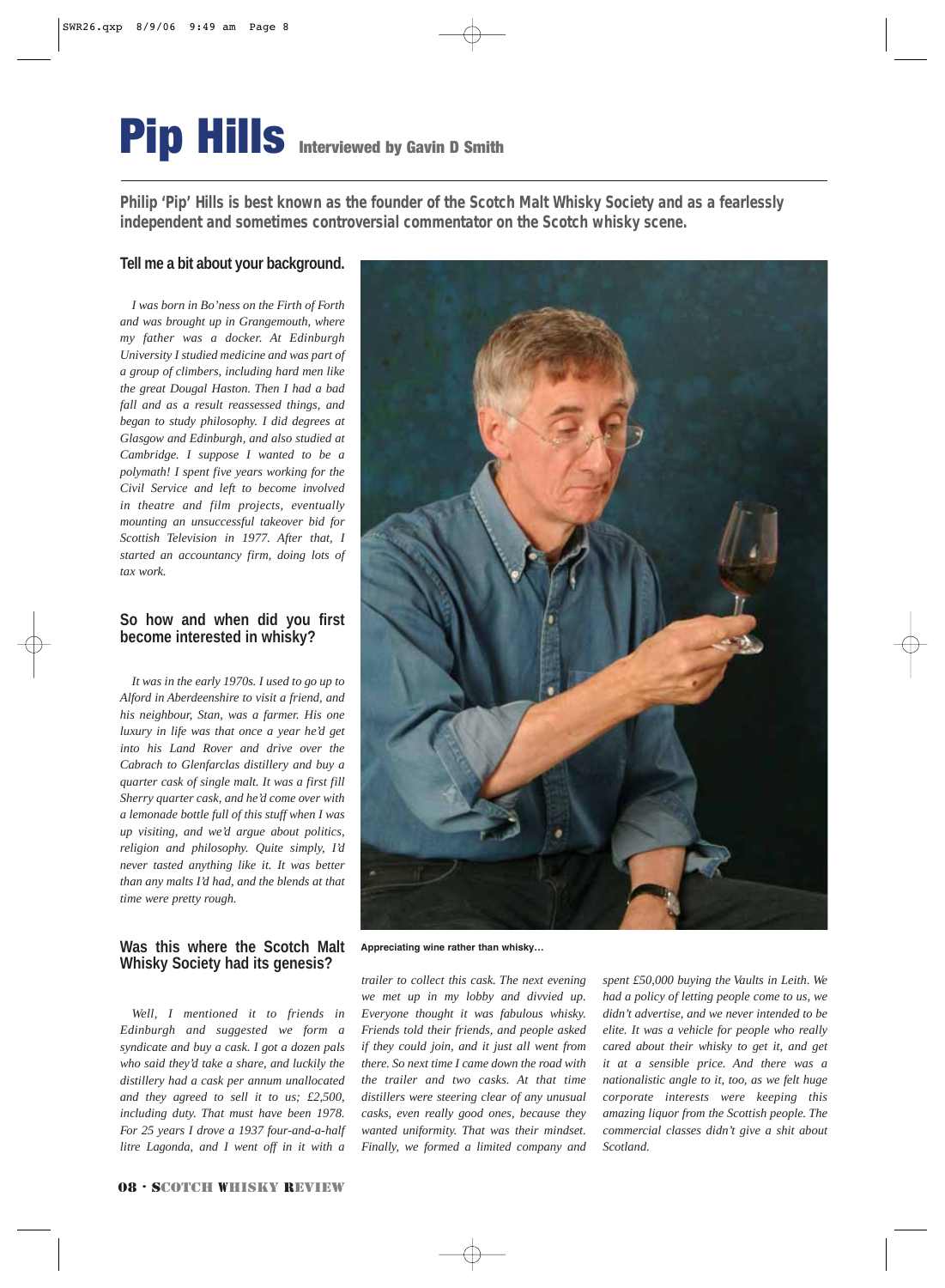# Pip Hills

**Interviewed by Gavin D Smith**

**Philip 'Pip' Hills is best known as the founder of the Scotch Malt Whisky Society and as a fearlessly independent and sometimes controversial commentator on the Scotch whisky scene.**

### Tell me a bit about your background.

*I was born in Bo'ness on the Firth of Forth and was brought up in Grangemouth, where my father was a docker. At Edinburgh University I studied medicine and was part of a group of climbers, including hard men like the great Dougal Haston. Then I had a bad fall and as a result reassessed things, and began to study philosophy. I did degrees at Glasgow and Edinburgh, and also studied at Cambridge. I suppose I wanted to be a polymath! I spent five years working for the Civil Service and left to become involved in theatre and film projects, eventually mounting an unsuccessful takeover bid for Scottish Television in 1977. After that, I started an accountancy firm, doing lots of tax work.*

### So how and when did you first become interested in whisky?

*It was in the early 1970s. I used to go up to Alford in Aberdeenshire to visit a friend, and his neighbour, Stan, was a farmer. His one luxury in life was that once a year he'd get into his Land Rover and drive over the Cabrach to Glenfarclas distillery and buy a quarter cask of single malt. It was a first fill Sherry quarter cask, and he'd come over with a lemonade bottle full of this stuff when I was up visiting, and we'd argue about politics, religion and philosophy. Quite simply, I'd never tasted anything like it. It was better than any malts I'd had, and the blends at that time were pretty rough.*

### Was this where the Scotch Malt Whisky Society had its genesis?

*Well, I mentioned it to friends in Edinburgh and suggested we form a syndicate and buy a cask. I got a dozen pals who said they'd take a share, and luckily the distillery had a cask per annum unallocated and they agreed to sell it to us; £2,500, including duty. That must have been 1978. For 25 years I drove a 1937 four-and-a-half litre Lagonda, and I went off in it with a trailer to collect this cask. The next evening we met up in my lobby and divvied up. Everyone thought it was fabulous whisky. Friends told their friends, and people asked if they could join, and it just all went from there. So next time I came down the road with the trailer and two casks. At that time distillers were steering clear of any unusual casks, even really good ones, because they wanted uniformity. That was their mindset. Finally, we formed a limited company and spent £50,000 buying the Vaults in Leith. We had a policy of letting people come to us, we didn't advertise, and we never intended to be elite. It was a vehicle for people who really cared about their whisky to get it, and get it at a sensible price. And there was a nationalistic angle to it, too, as we felt huge corporate interests were keeping this amazing liquor from the Scottish people. The commercial classes didn't give a shit about Scotland.*

Appreciating wine rather than whisky…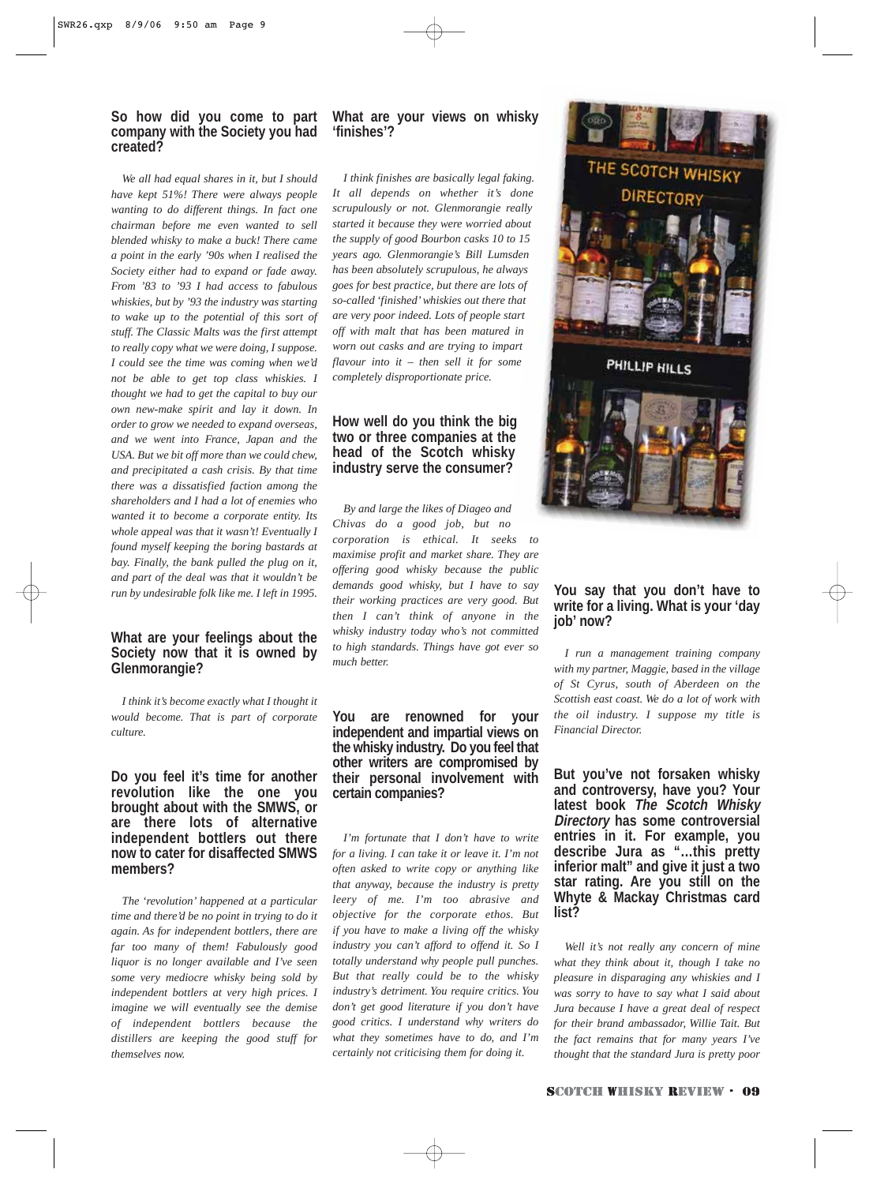### So how did you come to part company with the Society you had created?

*We all had equal shares in it, but I should have kept 51%! There were always people wanting to do different things. In fact one chairman before me even wanted to sell blended whisky to make a buck! There came a point in the early '90s when I realised the Society either had to expand or fade away. From '83 to '93 I had access to fabulous whiskies, but by '93 the industry was starting to wake up to the potential of this sort of stuff. The Classic Malts was the first attempt to really copy what we were doing, I suppose. I could see the time was coming when we'd not be able to get top class whiskies. I thought we had to get the capital to buy our own new-make spirit and lay it down. In order to grow we needed to expand overseas, and we went into France, Japan and the USA. But we bit off more than we could chew, and precipitated a cash crisis. By that time there was a dissatisfied faction among the shareholders and I had a lot of enemies who wanted it to become a corporate entity. Its whole appeal was that it wasn't! Eventually I found myself keeping the boring bastards at bay. Finally, the bank pulled the plug on it, and part of the deal was that it wouldn't be run by undesirable folk like me. I left in 1995.*

### What are your feelings about the Society now that it is owned by Glenmorangie?

*I think it's become exactly what I thought it would become. That is part of corporate culture.*

### Do you feel it's time for another revolution like the one you brought about with the SMWS, or are there lots of alternative independent bottlers out there now to cater for disaffected SMWS members?

*The 'revolution' happened at a particular time and there'd be no point in trying to do it again. As for independent bottlers, there are far too many of them! Fabulously good liquor is no longer available and I've seen some very mediocre whisky being sold by independent bottlers at very high prices. I imagine we will eventually see the demise of independent bottlers because the distillers are keeping the good stuff for themselves now.*

### What are your views on whisky 'finishes'?

*I think finishes are basically legal faking. It all depends on whether it's done scrupulously or not. Glenmorangie really started it because they were worried about the supply of good Bourbon casks 10 to 15 years ago. Glenmorangie's Bill Lumsden has been absolutely scrupulous, he always goes for best practice, but there are lots of so-called 'finished' whiskies out there that are very poor indeed. Lots of people start off with malt that has been matured in worn out casks and are trying to impart flavour into it – then sell it for some completely disproportionate price.*

### How well do you think the big two or three companies at the head of the Scotch whisky industry serve the consumer?

*By and large the likes of Diageo and Chivas do a good job, but no corporation is ethical. It seeks to maximise profit and market share. They are offering good whisky because the public demands good whisky, but I have to say their working practices are very good. But then I can't think of anyone in the whisky industry today who's not committed to high standards. Things have got ever so much better.*

### You are renowned for your independent and impartial views on the whisky industry. Do you feel that other writers are compromised by their personal involvement with certain companies?

*I'm fortunate that I don't have to write for a living. I can take it or leave it. I'm not often asked to write copy or anything like that anyway, because the industry is pretty leery of me. I'm too abrasive and objective for the corporate ethos. But if you have to make a living off the whisky industry you can't afford to offend it. So I totally understand why people pull punches. But that really could be to the whisky industry's detriment. You require critics. You don't get good literature if you don't have good critics. I understand why writers do what they sometimes have to do, and I'm certainly not criticising them for doing it.*

### You say that you don't have to write for a living. What is your 'day job' now?

*I run a management training company with my partner, Maggie, based in the village of St Cyrus, south of Aberdeen on the Scottish east coast. We do a lot of work with the oil industry. I suppose my title is Financial Director.*

### But you've not forsaken whisky and controversy, have you? Your latest book *The Scotch Whisky Directory* has some controversial entries in it. For example, you describe Jura as "…this pretty inferior malt" and give it just a two star rating. Are you still on the Whyte & Mackay Christmas card list?

*Well it's not really any concern of mine what they think about it, though I take no pleasure in disparaging any whiskies and I was sorry to have to say what I said about Jura because I have a great deal of respect for their brand ambassador, Willie Tait. But the fact remains that for many years I've thought that the standard Jura is pretty poor*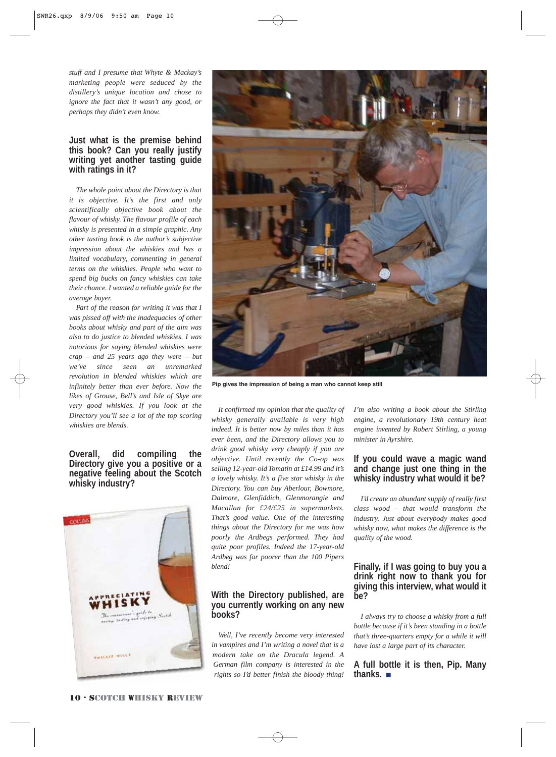*stuff and I presume that Whyte & Mackay's marketing people were seduced by the distillery's unique location and chose to ignore the fact that it wasn't any good, or perhaps they didn't even know.*

### Just what is the premise behind this book? Can you really justify writing yet another tasting guide with ratings in it?

*The whole point about the Directory is that it is objective. It's the first and only scientifically objective book about the flavour of whisky. The flavour profile of each whisky is presented in a simple graphic. Any other tasting book is the author's subjective impression about the whiskies and has a limited vocabulary, commenting in general terms on the whiskies. People who want to spend big bucks on fancy whiskies can take their chance. I wanted a reliable guide for the average buyer.*

*Part of the reason for writing it was that I was pissed off with the inadequacies of other books about whisky and part of the aim was also to do justice to blended whiskies. I was notorious for saying blended whiskies were crap – and 25 years ago they were – but we've since seen an unremarked revolution in blended whiskies which are infinitely better than ever before. Now the likes of Grouse, Bell's and Isle of Skye are very good whiskies. If you look at the Directory you'll see a lot of the top scoring whiskies are blends.*

### Overall, did compiling the Directory give you a positive or a negative feeling about the Scotch whisky industry?

*It confirmed my opinion that the quality of whisky generally available is very high indeed. It is better now by miles than it has ever been, and the Directory allows you to drink good whisky very cheaply if you are objective. Until recently the Co-op was selling 12-year-old Tomatin at £14.99 and it's a lovely whisky. It's a five star whisky in the Directory. You can buy Aberlour, Bowmore, Dalmore, Glenfiddich, Glenmorangie and Macallan for £24/£25 in supermarkets. That's good value. One of the interesting things about the Directory for me was how poorly the Ardbegs performed. They had quite poor profiles. Indeed the 17-year-old Ardbeg was far poorer than the 100 Pipers blend!*

Pip gives the impression of being a man who cannot keep still

### With the Directory published, are you currently working on any new books?

*Well, I've recently become very interested in vampires and I'm writing a novel that is a modern take on the Dracula legend. A German film company is interested in the rights so I'd better finish the bloody thing! I'm also writing a book about the Stirling engine, a revolutionary 19th century heat engine invented by Robert Stirling, a young minister in Ayrshire.*

### If you could wave a magic wand and change just one thing in the whisky industry what would it be?

*I'd create an abundant supply of really first class wood – that would transform the industry. Just about everybody makes good whisky now, what makes the difference is the quality of the wood.*

### Finally, if I was going to buy you a drink right now to thank you for giving this interview, what would it be?

*I always try to choose a whisky from a full bottle because if it's been standing in a bottle that's three-quarters empty for a while it will have lost a large part of its character.*

**A full bottle it is then, Pip. Many thanks.** ■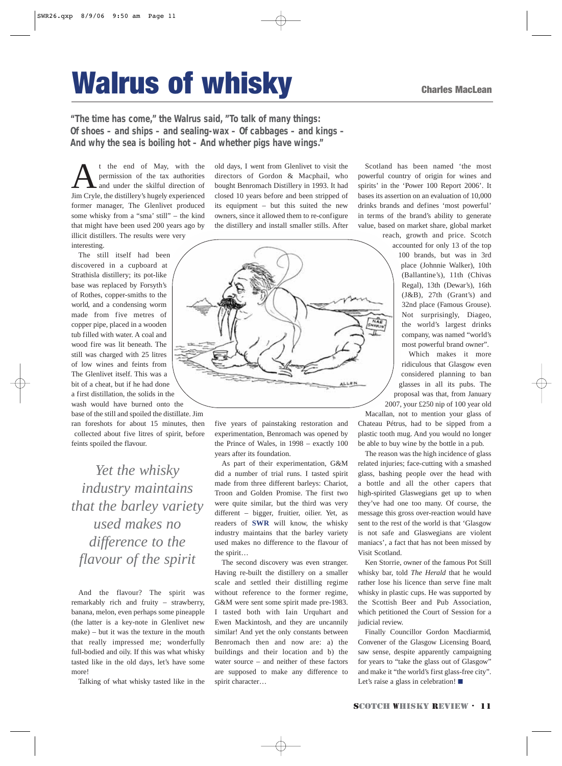# Walrus of whisky

**Charles MacLean**

**"The time has come," the Walrus said, "To talk of many things: Of shoes – and ships – and sealing-wax – Of cabbages – and kings – And why the sea is boiling hot – And whether pigs have wings."**

At the end of May, with the permission of the tax authorities and under the skilful direction of Jim Cryle, the distillery's hugely experienced former manager, The Glenlivet produced some whisky from a "sma' still" – the kind that might have been used 200 years ago by illicit distillers. The results were very interesting.

The still itself had been discovered in a cupboard at Strathisla distillery; its pot-like base was replaced by Forsyth's of Rothes, copper-smiths to the world, and a condensing worm made from five metres of copper pipe, placed in a wooden tub filled with water. A coal and wood fire was lit beneath. The still was charged with 25 litres of low wines and feints from The Glenlivet itself. This was a bit of a cheat, but if he had done a first distillation, the solids in the wash would have burned onto the base of the still and spoiled the distillate. Jim ran foreshots for about 15 minutes, then collected about five litres of spirit, before feints spoiled the flavour.

*Yet the whisky industry maintains that the barley variety used makes no difference to the flavour of the spirit*

And the flavour? The spirit was remarkably rich and fruity – strawberry, banana, melon, even perhaps some pineapple (the latter is a key-note in Glenlivet new make) – but it was the texture in the mouth that really impressed me; wonderfully full-bodied and oily. If this was what whisky tasted like in the old days, let's have some more!

Talking of what whisky tasted like in the old days, I went from Glenlivet to visit the directors of Gordon & Macphail, who bought Benromach Distillery in 1993. It had closed 10 years before and been stripped of its equipment – but this suited the new owners, since it allowed them to re-configure the distillery and install smaller stills. After five years of painstaking restoration and experimentation, Benromach was opened by the Prince of Wales, in 1998 – exactly 100 years after its foundation.

As part of their experimentation, G&M did a number of trial runs. I tasted spirit made from three different barleys: Chariot, Troon and Golden Promise. The first two were quite similar, but the third was very different – bigger, fruitier, oilier. Yet, as readers of **SWR** will know, the whisky industry maintains that the barley variety used makes no difference to the flavour of the spirit…

The second discovery was even stranger. Having re-built the distillery on a smaller scale and settled their distilling regime without reference to the former regime, G&M were sent some spirit made pre-1983. I tasted both with Iain Urquhart and Ewen Mackintosh, and they are uncannily similar! And yet the only constants between Benromach then and now are: a) the buildings and their location and b) the water source – and neither of these factors are supposed to make any difference to spirit character…

Scotland has been named 'the most powerful country of origin for wines and spirits' in the 'Power 100 Report 2006'. It bases its assertion on an evaluation of 10,000 drinks brands and defines 'most powerful' in terms of the brand's ability to generate value, based on market share, global market reach, growth and price. Scotch accounted for only 13 of the top 100 brands, but was in 3rd place (Johnnie Walker), 10th (Ballantine's), 11th (Chivas Regal), 13th (Dewar's), 16th (J&B), 27th (Grant's) and 32nd place (Famous Grouse). Not surprisingly, Diageo, the world's largest drinks company, was named "world's most powerful brand owner".

Which makes it more ridiculous that Glasgow even considered planning to ban glasses in all its pubs. The proposal was that, from January 2007, your £250 nip of 100 year old Macallan, not to mention your glass of Chateau Pétrus, had to be sipped from a plastic tooth mug. And you would no longer be able to buy wine by the bottle in a pub.

The reason was the high incidence of glass related injuries; face-cutting with a smashed glass, bashing people over the head with a bottle and all the other capers that high-spirited Glaswegians get up to when they've had one too many. Of course, the message this gross over-reaction would have sent to the rest of the world is that 'Glasgow is not safe and Glaswegians are violent maniacs', a fact that has not been missed by Visit Scotland.

Ken Storrie, owner of the famous Pot Still whisky bar, told *The Herald* that he would rather lose his licence than serve fine malt whisky in plastic cups. He was supported by the Scottish Beer and Pub Association, which petitioned the Court of Session for a judicial review.

Finally Councillor Gordon Macdiarmid, Convener of the Glasgow Licensing Board, saw sense, despite apparently campaigning for years to "take the glass out of Glasgow" and make it "the world's first glass-free city". Let's raise a glass in celebration! ■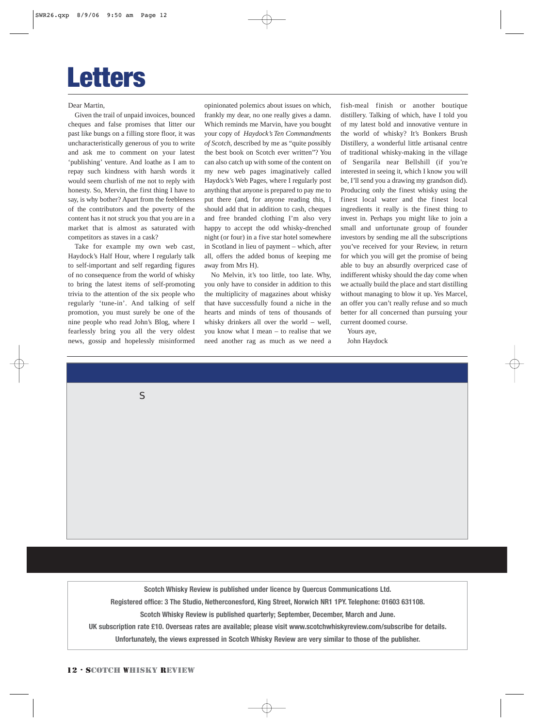# Letters

Dear Martin,

Given the trail of unpaid invoices, bounced cheques and false promises that litter our past like bungs on a filling store floor, it was uncharacteristically generous of you to write and ask me to comment on your latest 'publishing' venture. And loathe as I am to repay such kindness with harsh words it would seem churlish of me not to reply with honesty. So, Mervin, the first thing I have to say, is why bother? Apart from the feebleness of the contributors and the poverty of the content has it not struck you that you are in a market that is almost as saturated with competitors as staves in a cask?

Take for example my own web cast, Haydock's Half Hour, where I regularly talk to self-important and self regarding figures of no consequence from the world of whisky to bring the latest items of self-promoting trivia to the attention of the six people who regularly 'tune-in'. And talking of self promotion, you must surely be one of the nine people who read John's Blog, where I fearlessly bring you all the very oldest news, gossip and hopelessly misinformed opinionated polemics about issues on which, frankly my dear, no one really gives a damn. Which reminds me Marvin, have you bought your copy of *Haydock's Ten Commandments of Scotch*, described by me as "quite possibly the best book on Scotch ever written"? You can also catch up with some of the content on my new web pages imaginatively called Haydock's Web Pages, where I regularly post anything that anyone is prepared to pay me to put there (and, for anyone reading this, I should add that in addition to cash, cheques and free branded clothing I'm also very happy to accept the odd whisky-drenched night (or four) in a five star hotel somewhere in Scotland in lieu of payment – which, after all, offers the added bonus of keeping me away from Mrs H).

No Melvin, it's too little, too late. Why, you only have to consider in addition to this the multiplicity of magazines about whisky that have successfully found a niche in the hearts and minds of tens of thousands of whisky drinkers all over the world – well, you know what I mean – to realise that we need another rag as much as we need a fish-meal finish or another boutique distillery. Talking of which, have I told you of my latest bold and innovative venture in the world of whisky? It's Bonkers Brush Distillery, a wonderful little artisanal centre of traditional whisky-making in the village of Sengarila near Bellshill (if you're interested in seeing it, which I know you will be, I'll send you a drawing my grandson did). Producing only the finest whisky using the finest local water and the finest local ingredients it really is the finest thing to invest in. Perhaps you might like to join a small and unfortunate group of founder investors by sending me all the subscriptions you've received for your Review, in return for which you will get the promise of being able to buy an absurdly overpriced case of indifferent whisky should the day come when we actually build the place and start distilling without managing to blow it up. Yes Marcel, an offer you can't really refuse and so much better for all concerned than pursuing your current doomed course.

Yours aye,

John Haydock

S

**Scotch Whisky Review is published under licence by Quercus Communications Ltd.**

**Registered office: 3 The Studio, Netherconesford, King Street, Norwich NR1 1PY. Telephone: 01603 631108.**

**Scotch Whisky Review is published quarterly; September, December, March and June.**

**UK subscription rate £10. Overseas rates are available; please visit www.scotchwhiskyreview.com/subscribe for details.**

**Unfortunately, the views expressed in Scotch Whisky Review are very similar to those of the publisher.**